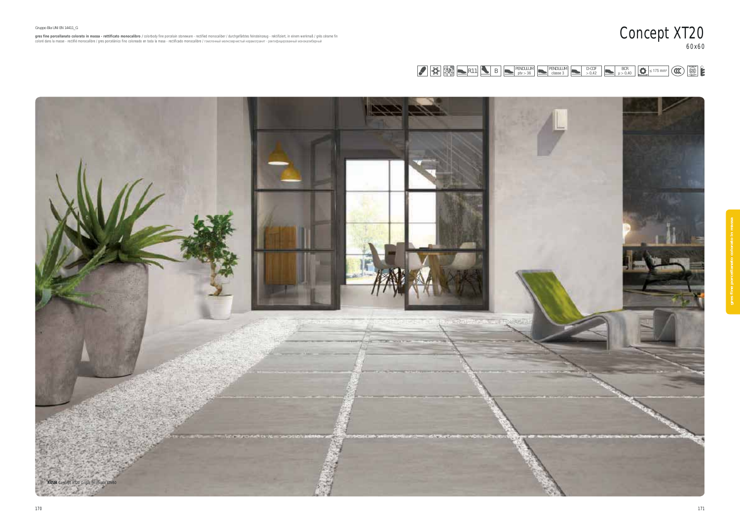Gruppo BIa UNI EN 14411_G

**gres fine porcellanato colorato in massa - rettificato monocalibro** / colorbody fine porcelain stoneware - rectified monocaliber / durchgefärbtes feinsteinzeug - rektifiziert, in einem werkmaß / grès cérame fin coloré dans la masse - rectifié monocalibre / gres porcelánico fino coloreado en toda la masa - rectificado monocalibre / гомогенный мелкозернистый керамогранит - ректифицированный монокалиберный

# Concept XT20

60x60

R11 | B | PENDULUM ptv > 36 | PENDULUM classe 3 | D-COF > 0,42 | BCR µ > 0,40 | ≤ 175 mm³

**R45M** Concept XT20 Grigio rettificato 60x60

gres fine porcellanato colorato in massa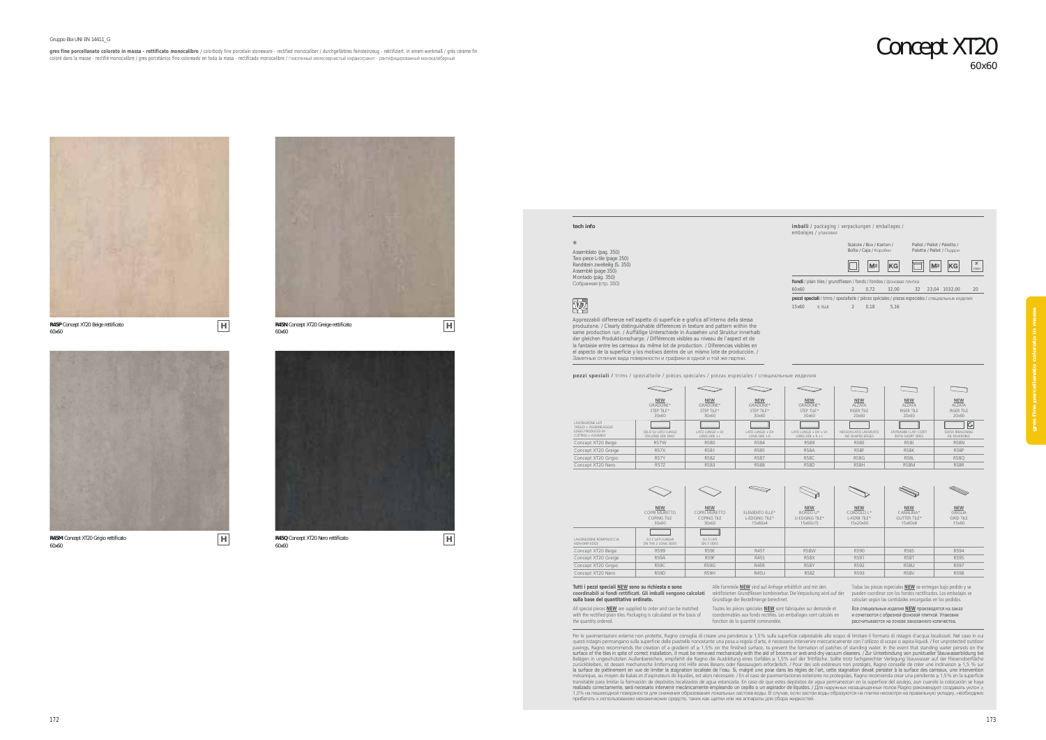Gruppo BIa UNI EN 14411_G

**gres fine porcellanato colorato in massa - rettificato monocalibro** / colorbody fine porcelain stoneware - rectified monocaliber / durchgefärbtes Feinsteinzeug - rektifiziert, in einem werkmaß / grès cérame fin coloré dans la masse - rectifié monocalibre / gres porcelánico fino coloreado en toda la masa - rectificado monocalibre / гомогенный мелкозернистый керамогранит - ректифицированный монокалиберный

# Concept XT20

60x60

**R4SP** Concept XT20 Beige rettificato
60x60

**R4SN** Concept XT20 Greige rettificato
60x60

**R4SM** Concept XT20 Grigio rettificato
60x60

**R4SQ** Concept XT20 Nero rettificato
60x60

**tech info**

*
Assemblato (pag. 350)
Two-piece L-tile (page 350)
Randstein zweiteilig (S. 350)
Assemblé (page 350)
Montado (pág. 350)
Собранная (стр. 350)

Apprezzabili differenze nell'aspetto di superficie e grafica all'interno della stessa produzione. / Clearly distinguishable differences in texture and pattern within the same production run. / Auffällige Unterschiede in Aussehen und Struktur innerhalb der gleichen Produktionscharge. / Différences visibles au niveau de l'aspect et de la fantaisie entre les carreaux du même lot de production. / Diferencias visibles en el aspecto de la superficie y los motivos dentro de un mismo lote de producción. / Заметные отличия вида поверхности и графики в одной и той же партии.

**imballi** / packaging / verpackungen / emballages / embalajes / упаковки

| | | Scatole / Box / Karton / Boîte / Caja / Коробки | | | Pallet / Pallet / Palette / Palette / Pallet / Поддон | | | |
|---|---|---|---|---|---|---|---|---|
| | | pz | M² | KG | | M² | KG | mm |
| **fondi** / plain tiles / grundfliesen / fonds / fondos / фоновая плитка | | | | | | | | |
| 60x60 | | 2 | 0,72 | 32,00 | 32 | 23,04 | 1032,00 | 20 |
| **pezzi speciali** / trims / spezialteile / pièces spéciales / piezas especiales / специальные изделия | | | | | | | | |
| 15x60 | E. ELLE | 2 | 0,18 | 5,16 | | | | |

**pezzi speciali** / trims / spezialteile / pièces spéciales / piezas especiales / специальные изделия

| | NEW GRADONE* STEP TILE* 30x60 | NEW GRADONE* STEP TILE* 30x60 | NEW GRADONE* STEP TILE* 30x60 | NEW GRADONE* STEP TILE* 30x60 | NEW ALZATA RISER TILE 20x60 | NEW ALZATA RISER TILE 20x60 | NEW ALZATA RISER TILE 20x60 |
|---|---|---|---|---|---|---|---|
| LAVORAZIONE LATI TAGLIO + ASSEMBLAGGIO EDGES PRODUCED BY CUTTING + ASSEMBLY | SOLO SU LATO LUNGO ON LONG SIDE ONLY | LATO LUNGO + DX LONG SIDE + L | LATO LUNGO + DX LONG SIDE + R | LATO LUNGO + DX + SX LONG SIDE + R + L | NESSUN LATO LAVORATO NO SHAPED EDGES | ENTRAMBI I LATI CORTI BOTH SHORT SIDES | DX/SX RIBALTABILE RE. REVERSIBLE |
| Concept XT20 Beige | R57W | R580 | R584 | R589 | R58E | R58J | R58N |
| Concept XT20 Greige | R57X | R581 | R585 | R58A | R58F | R58K | R58P |
| Concept XT20 Grigio | R57Y | R582 | R587 | R58C | R58G | R58L | R58Q |
| Concept XT20 Nero | R57Z | R583 | R588 | R58D | R58H | R58M | R58R |

| | NEW COPRI MURETTO COPING TILE 30x60 | NEW COPRI MURETTO COPING TILE 30x60 | ELEMENTO ELLE* L-EDGING TILE* 15x60x4 | NEW BORDO U* U-EDGING TILE* 15x60x15 | NEW CORDOLO L* L-KERB TILE* 15x20x60 | NEW CANALINA* GUTTER TILE* 15x60x8 | NEW GRIGLIA GRID TILE 15x60 |
|---|---|---|---|---|---|---|---|
| LAVORAZIONE ROMPIGOCCIA WATERDRIP EDGE | SU 2 LATI LUNGHI ON THE 2 LONG SIDES | SU 3 LATI ON 3 SIDES | | | | | |
| Concept XT20 Beige | R599 | R59E | R45T | R58W | R590 | R58S | R594 |
| Concept XT20 Greige | R59A | R59F | R45S | R58X | R591 | R58T | R595 |
| Concept XT20 Grigio | R59C | R59G | R45R | R58Y | R592 | R58U | R597 |
| Concept XT20 Nero | R59D | R59H | R45U | R58Z | R593 | R58V | R598 |

**Tutti i pezzi speciali NEW sono su richiesta e sono coordinabili ai fondi rettificati. Gli imballi vengono calcolati sulla base del quantitativo ordinato.**

All special pieces **NEW** are supplied to order and can be matched with the rectified plain tiles. Packaging is calculated on the basis of the quantity ordered.

Alle Formteile **NEW** sind auf Anfrage erhältlich und mit den rektifizierten Grundfliesen kombinierbar. Die Verpackung wird auf der Grundlage der Bestellmenge berechnet.

Toutes les pièces spéciales **NEW** sont fabriquées sur demande et coordonnables aux fonds rectifiés. Les emballages se calculés en fonction de la quantité commandée.

Todas las piezas especiales **NEW** se entregan bajo pedido y se pueden coordinar con los fondos rectificados. Los embalajes se calculan según las cantidades encargadas en los pedidos.

Все специальные изделия **NEW** производятся на заказ и сочетаются с обрезной фоновой плиткой. Упаковки рассчитываются на основе заказанного количества.

Per le pavimentazioni esterne non protette, Ragno consiglia di creare una pendenza ≥ 1,5% sulla superficie calpestabile allo scopo di limitare il formarsi di ristagni d'acqua localizzati. Nel caso in cui questi ristagni permangano sulla superficie delle piastrelle nonostante una posa a regola d'arte, è necessario intervenire meccanicamente con l'utilizzo di scope o aspira-liquidi. / For unprotected outdoor pavings, Ragno recommends the creation of a gradient of ≥ 1.5% on the finished surface, to prevent the formation of patches of standing water. In the event that standing water persists on the surface of the tiles in spite of correct installation, it must be removed mechanically with the aid of brooms or wet-and-dry vacuum cleaners. / Zur Unterbindung von punktueller Stauwasserbildung bei Belägen in ungeschützten Außenbereichen, empfiehlt die Ragno die Ausbildung eines Gefälles ≥ 1,5% auf der Trittfläche. Sollte trotz fachgerechter Verlegung Stauwasser auf der Fliesenoberfläche zurückbleiben, ist dessen mechanische Entfernung mit Hilfe eines Besens oder Nasssaugers erforderlich. / Pour des sols extérieurs non protégés, Ragno conseille de créer une inclinaison ≥ 1,5 % sur la surface de piétinement en vue de limiter la stagnation localisée de l'eau. Si, malgré une pose dans les règles de l'art, cette stagnation devait persister à la surface des carreaux, une intervention mécanique, au moyen de balais et d'aspirateurs de liquides, est alors nécessaire. / En el caso de pavimentaciones exteriores no protegidas, Ragno recomienda crear una pendiente ≥ 1,5% en la superficie transitable para limitar la formación de depósitos localizados de agua estancada. En caso de que estos depósitos de agua permanezcan en la superficie del azulejo, aun cuando la colocación se haya realizado correctamente, será necesario intervenir mecánicamente empleando un cepillo o un aspirador de líquidos. / Для наружных незащищенных полов Ragno рекомендует создавать уклон ≥ 1,5% на пешеходной поверхности для снижения образования локальных застоев воды. В случае, если застои воды образуются на плитке несмотря на правильную укладку, необходимо прибегать к использованию механических средств, таких как щетки или же аппараты для сбора жидкостей.

gres fine porcellanato colorato in massa